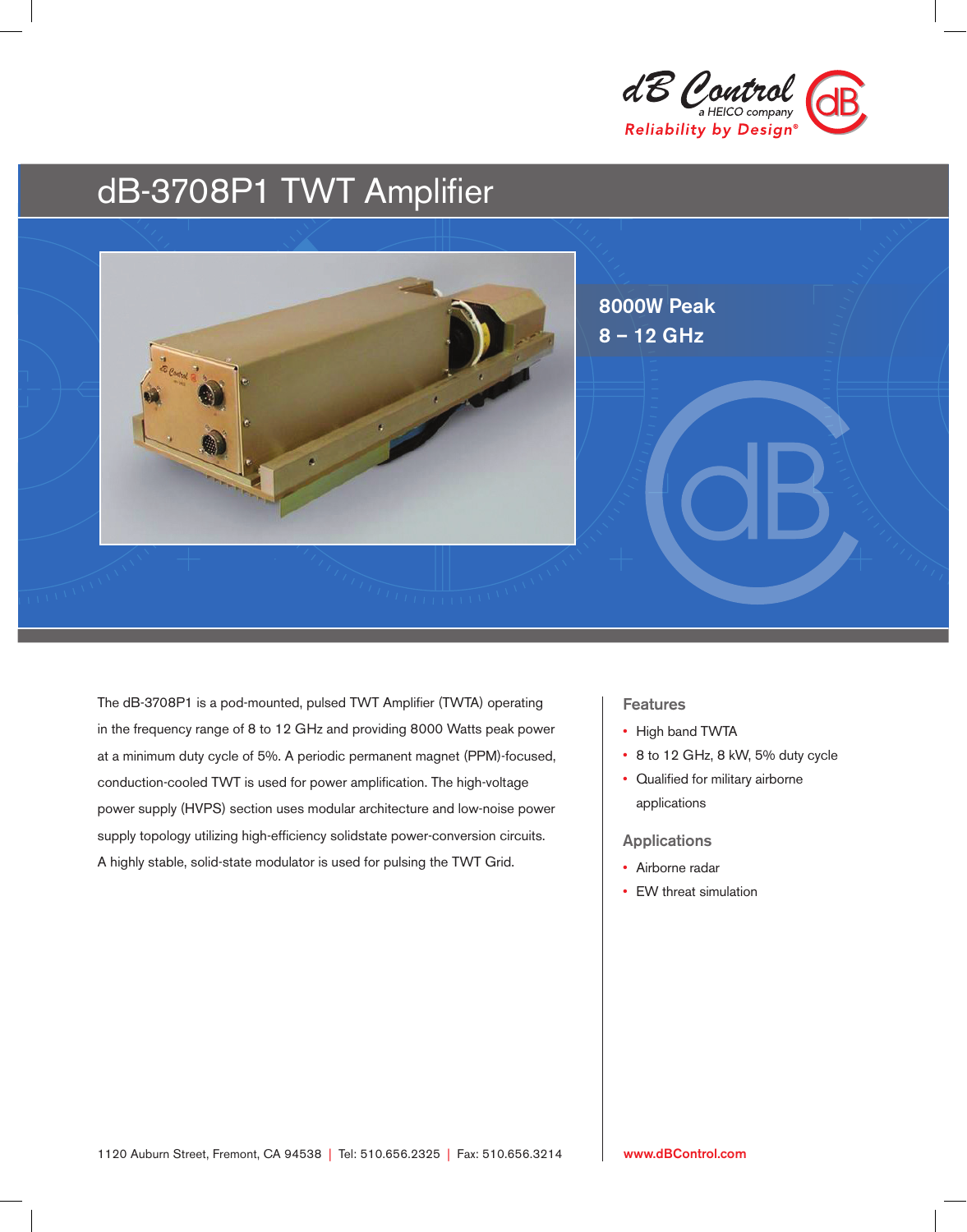dB Control
a HEICO company
Reliability by Design®

# dB-3708P1 TWT Amplifier

**8000W Peak**
**8 – 12 GHz**

The dB-3708P1 is a pod-mounted, pulsed TWT Amplifier (TWTA) operating in the frequency range of 8 to 12 GHz and providing 8000 Watts peak power at a minimum duty cycle of 5%. A periodic permanent magnet (PPM)-focused, conduction-cooled TWT is used for power amplification. The high-voltage power supply (HVPS) section uses modular architecture and low-noise power supply topology utilizing high-efficiency solidstate power-conversion circuits. A highly stable, solid-state modulator is used for pulsing the TWT Grid.

## Features

- High band TWTA
- 8 to 12 GHz, 8 kW, 5% duty cycle
- Qualified for military airborne applications

## Applications

- Airborne radar
- EW threat simulation

1120 Auburn Street, Fremont, CA 94538 | Tel: 510.656.2325 | Fax: 510.656.3214

www.dBControl.com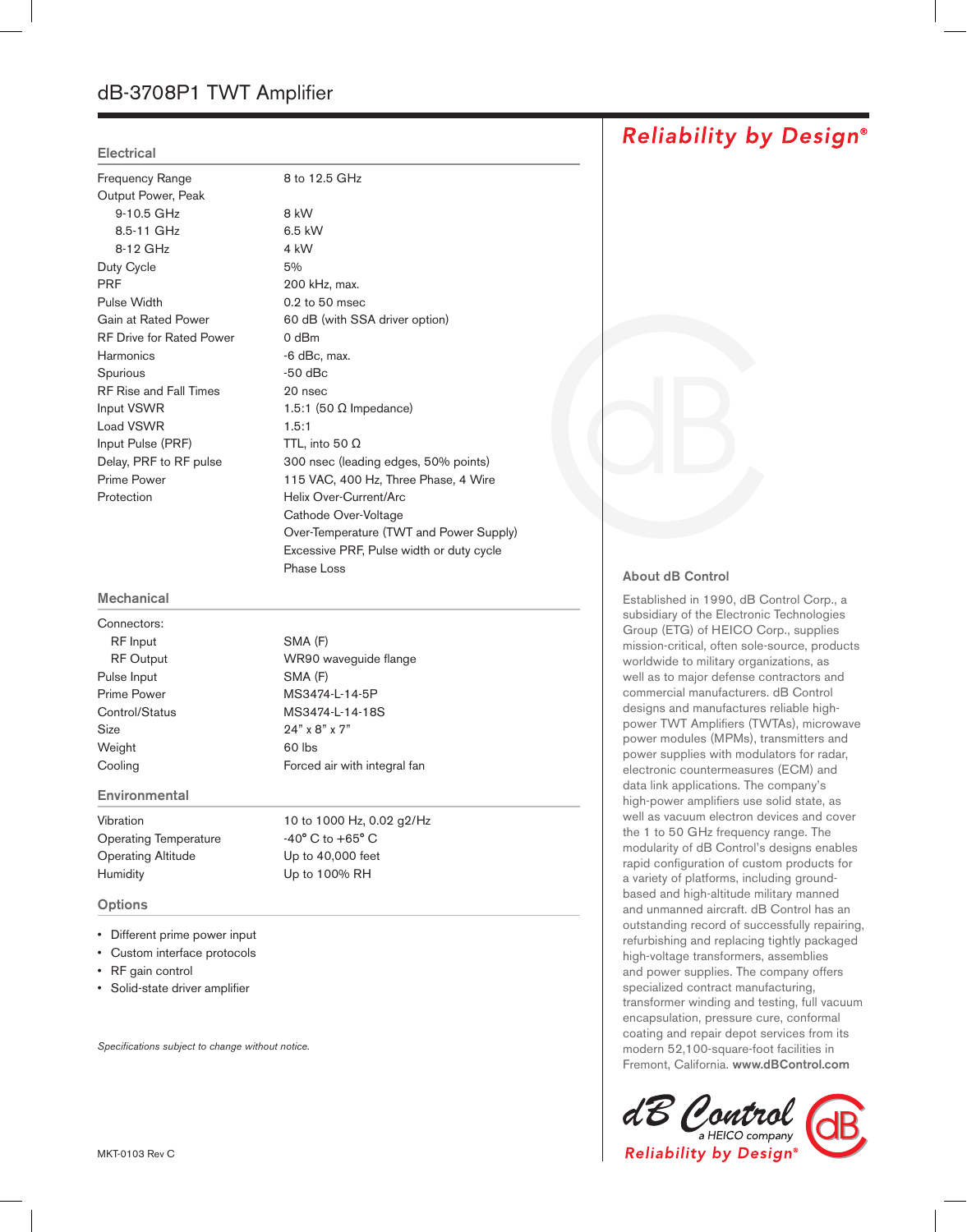# dB-3708P1 TWT Amplifier

## Electrical

| | |
|---|---|
| Frequency Range | 8 to 12.5 GHz |
| Output Power, Peak | |
| 9-10.5 GHz | 8 kW |
| 8.5-11 GHz | 6.5 kW |
| 8-12 GHz | 4 kW |
| Duty Cycle | 5% |
| PRF | 200 kHz, max. |
| Pulse Width | 0.2 to 50 msec |
| Gain at Rated Power | 60 dB (with SSA driver option) |
| RF Drive for Rated Power | 0 dBm |
| Harmonics | -6 dBc, max. |
| Spurious | -50 dBc |
| RF Rise and Fall Times | 20 nsec |
| Input VSWR | 1.5:1 (50 Ω Impedance) |
| Load VSWR | 1.5:1 |
| Input Pulse (PRF) | TTL, into 50 Ω |
| Delay, PRF to RF pulse | 300 nsec (leading edges, 50% points) |
| Prime Power | 115 VAC, 400 Hz, Three Phase, 4 Wire |
| Protection | Helix Over-Current/Arc<br>Cathode Over-Voltage<br>Over-Temperature (TWT and Power Supply)<br>Excessive PRF, Pulse width or duty cycle<br>Phase Loss |

## Mechanical

| | |
|---|---|
| Connectors: | |
| RF Input | SMA (F) |
| RF Output | WR90 waveguide flange |
| Pulse Input | SMA (F) |
| Prime Power | MS3474-L-14-5P |
| Control/Status | MS3474-L-14-18S |
| Size | 24" x 8" x 7" |
| Weight | 60 lbs |
| Cooling | Forced air with integral fan |

## Environmental

| | |
|---|---|
| Vibration | 10 to 1000 Hz, 0.02 g2/Hz |
| Operating Temperature | -40° C to +65° C |
| Operating Altitude | Up to 40,000 feet |
| Humidity | Up to 100% RH |

## Options

- Different prime power input
- Custom interface protocols
- RF gain control
- Solid-state driver amplifier

*Specifications subject to change without notice.*

MKT-0103 Rev C

*Reliability by Design®*

### About dB Control

Established in 1990, dB Control Corp., a subsidiary of the Electronic Technologies Group (ETG) of HEICO Corp., supplies mission-critical, often sole-source, products worldwide to military organizations, as well as to major defense contractors and commercial manufacturers. dB Control designs and manufactures reliable high-power TWT Amplifiers (TWTAs), microwave power modules (MPMs), transmitters and power supplies with modulators for radar, electronic countermeasures (ECM) and data link applications. The company's high-power amplifiers use solid state, as well as vacuum electron devices and cover the 1 to 50 GHz frequency range. The modularity of dB Control's designs enables rapid configuration of custom products for a variety of platforms, including ground-based and high-altitude military manned and unmanned aircraft. dB Control has an outstanding record of successfully repairing, refurbishing and replacing tightly packaged high-voltage transformers, assemblies and power supplies. The company offers specialized contract manufacturing, transformer winding and testing, full vacuum encapsulation, pressure cure, conformal coating and repair depot services from its modern 52,100-square-foot facilities in Fremont, California. **www.dBControl.com**

dB Control
a HEICO company
*Reliability by Design®*